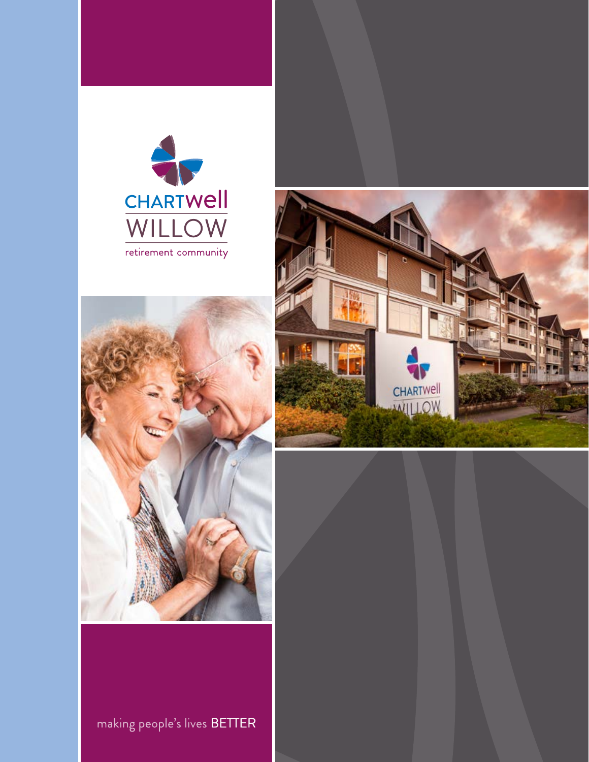# CHARTWell WILLOW

retirement community

making people's lives BETTER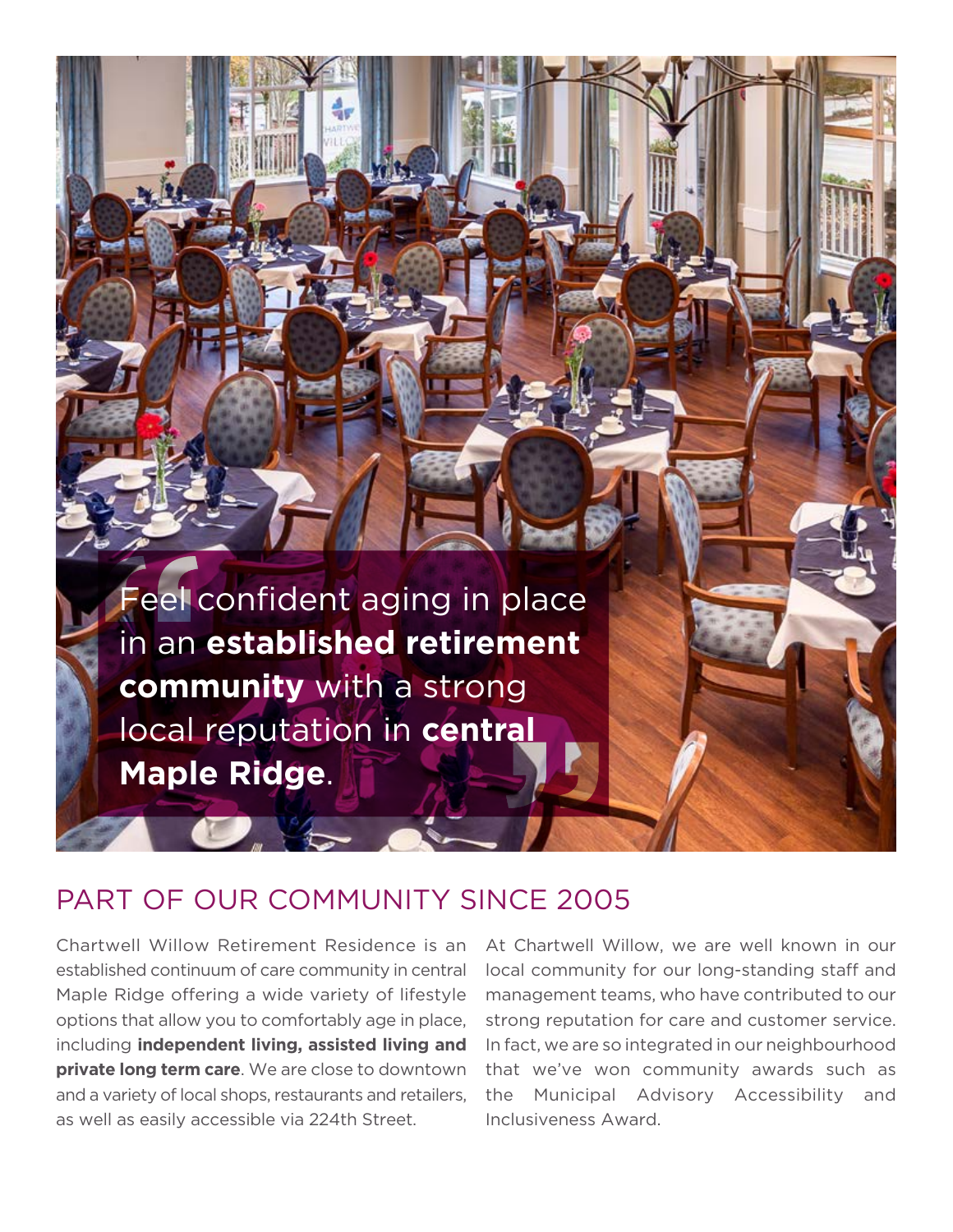> Feel confident aging in place in an **established retirement community** with a strong local reputation in **central Maple Ridge**.

## PART OF OUR COMMUNITY SINCE 2005

Chartwell Willow Retirement Residence is an established continuum of care community in central Maple Ridge offering a wide variety of lifestyle options that allow you to comfortably age in place, including **independent living, assisted living and private long term care**. We are close to downtown and a variety of local shops, restaurants and retailers, as well as easily accessible via 224th Street.

At Chartwell Willow, we are well known in our local community for our long-standing staff and management teams, who have contributed to our strong reputation for care and customer service. In fact, we are so integrated in our neighbourhood that we've won community awards such as the Municipal Advisory Accessibility and Inclusiveness Award.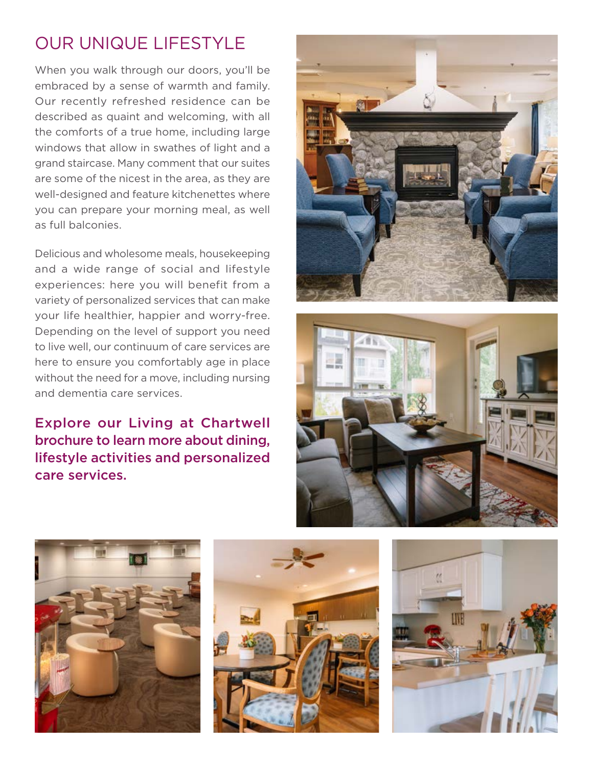# OUR UNIQUE LIFESTYLE

When you walk through our doors, you'll be embraced by a sense of warmth and family. Our recently refreshed residence can be described as quaint and welcoming, with all the comforts of a true home, including large windows that allow in swathes of light and a grand staircase. Many comment that our suites are some of the nicest in the area, as they are well-designed and feature kitchenettes where you can prepare your morning meal, as well as full balconies.

Delicious and wholesome meals, housekeeping and a wide range of social and lifestyle experiences: here you will benefit from a variety of personalized services that can make your life healthier, happier and worry-free. Depending on the level of support you need to live well, our continuum of care services are here to ensure you comfortably age in place without the need for a move, including nursing and dementia care services.

**Explore our Living at Chartwell brochure to learn more about dining, lifestyle activities and personalized care services.**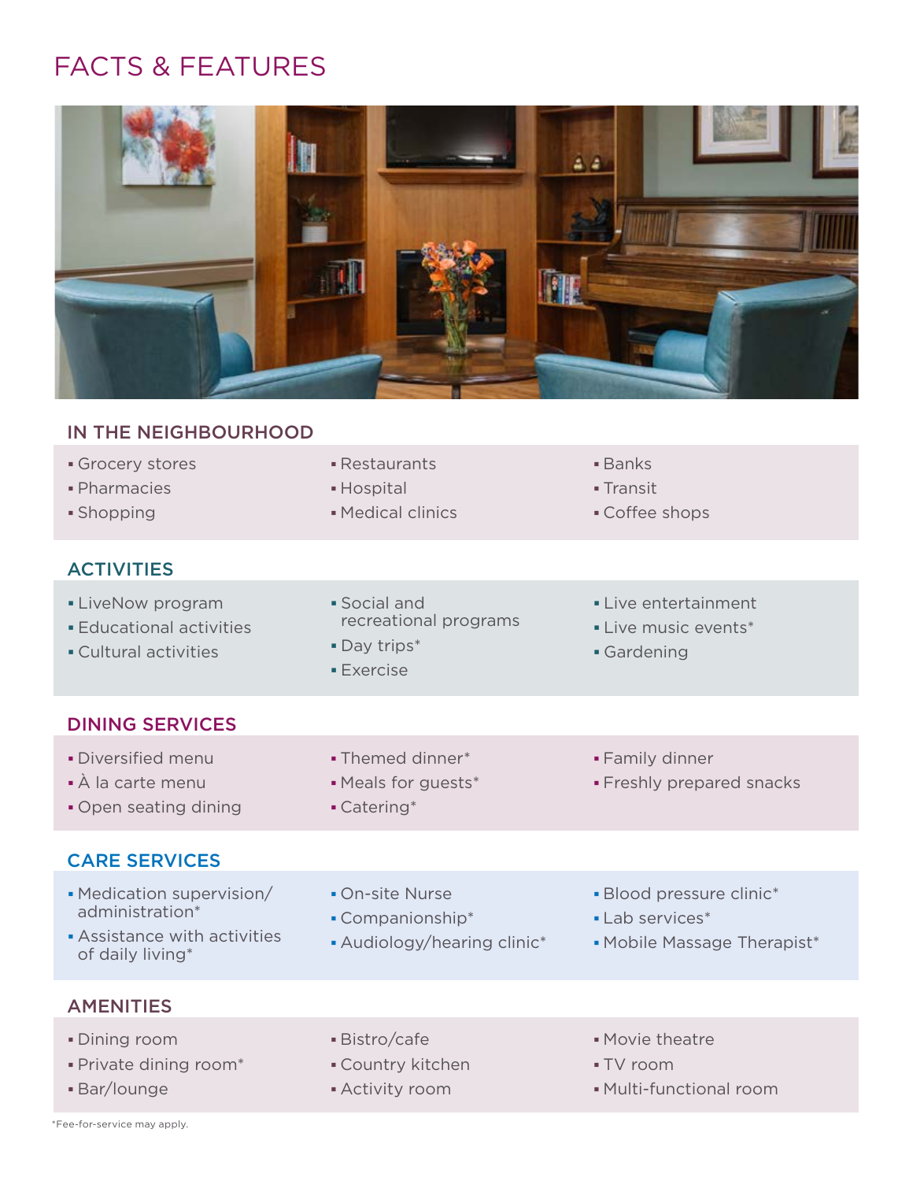# FACTS & FEATURES

## IN THE NEIGHBOURHOOD

- Grocery stores
- Pharmacies
- Shopping
- Restaurants
- Hospital
- Medical clinics
- Banks
- Transit
- Coffee shops

## ACTIVITIES

- LiveNow program
- Educational activities
- Cultural activities
- Social and recreational programs
- Day trips*
- Exercise
- Live entertainment
- Live music events*
- Gardening

## DINING SERVICES

- Diversified menu
- À la carte menu
- Open seating dining
- Themed dinner*
- Meals for guests*
- Catering*
- Family dinner
- Freshly prepared snacks

## CARE SERVICES

- Medication supervision/administration*
- Assistance with activities of daily living*
- On-site Nurse
- Companionship*
- Audiology/hearing clinic*
- Blood pressure clinic*
- Lab services*
- Mobile Massage Therapist*

## AMENITIES

- Dining room
- Private dining room*
- Bar/lounge
- Bistro/cafe
- Country kitchen
- Activity room
- Movie theatre
- TV room
- Multi-functional room

*Fee-for-service may apply.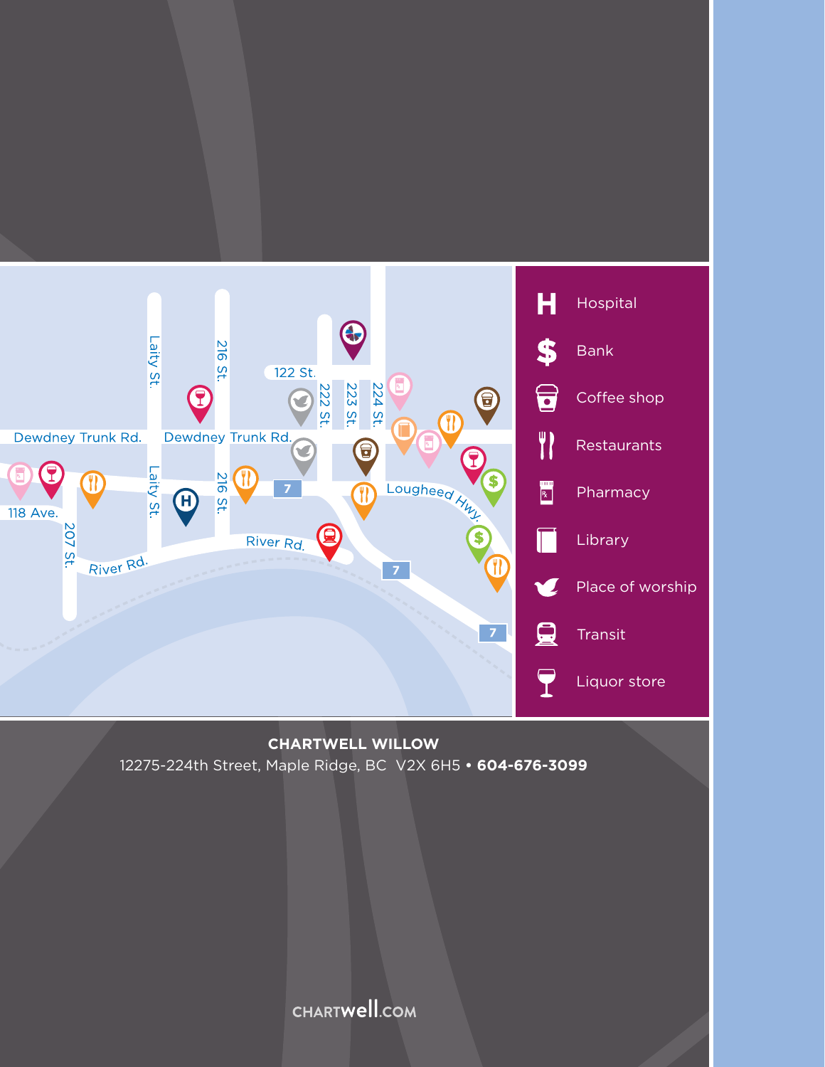Dewdney Trunk Rd.

Dewdney Trunk Rd.

Laity St.

216 St.

122 St.

222 St.

223 St.

224 St.

118 Ave.

207 St.

River Rd.

River Rd.

Lougheed Hwy.

7

7

7

- Hospital
- Bank
- Coffee shop
- Restaurants
- Pharmacy
- Library
- Place of worship
- Transit
- Liquor store

**CHARTWELL WILLOW**

12275-224th Street, Maple Ridge, BC V2X 6H5 • **604-676-3099**

CHARTWELL.COM